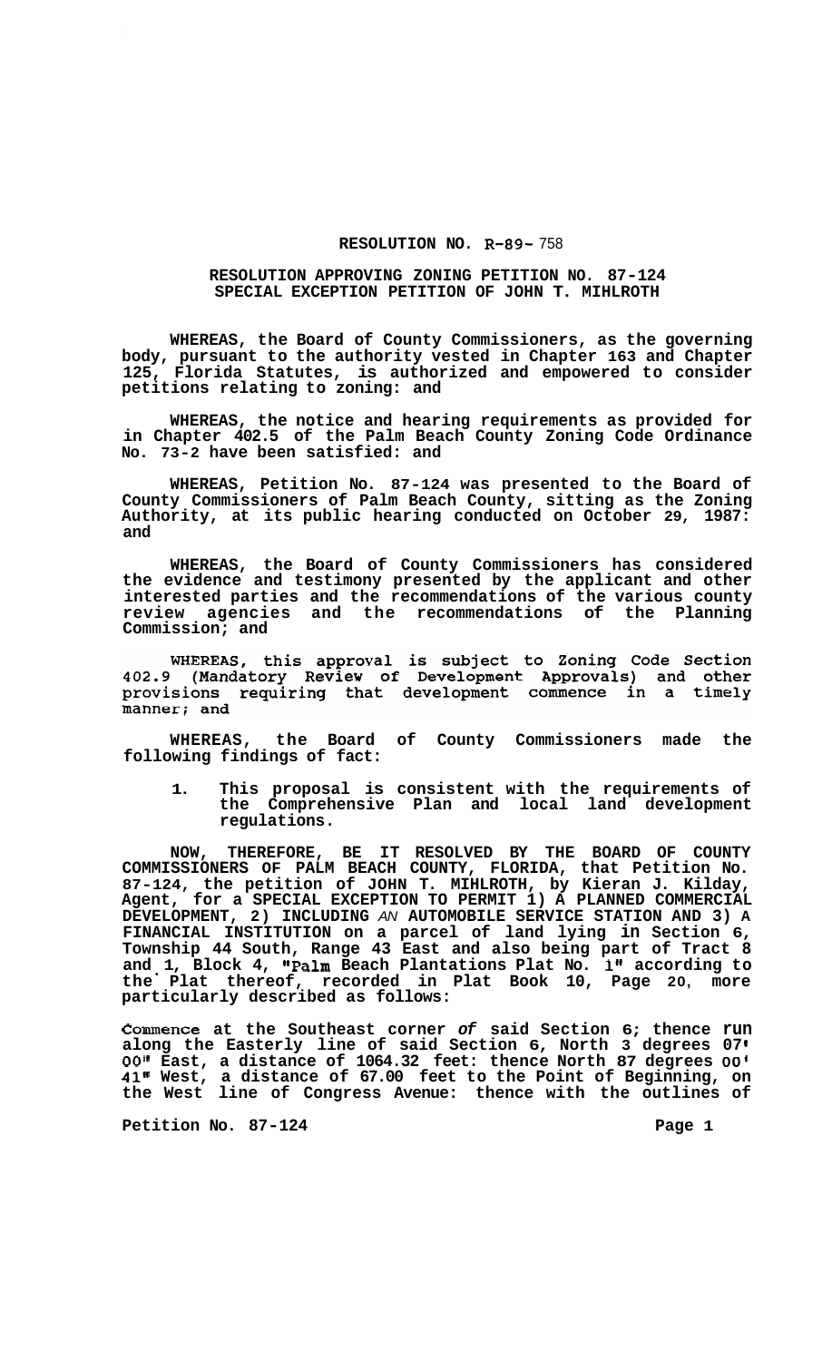**RESOLUTION NO. R-89- 758**

**RESOLUTION APPROVING ZONING PETITION NO. 87-124**
**SPECIAL EXCEPTION PETITION OF JOHN T. MIHLROTH**

**WHEREAS, the Board of County Commissioners, as the governing body, pursuant to the authority vested in Chapter 163 and Chapter 125, Florida Statutes, is authorized and empowered to consider petitions relating to zoning: and**

**WHEREAS, the notice and hearing requirements as provided for in Chapter 402.5 of the Palm Beach County Zoning Code Ordinance No. 73-2 have been satisfied: and**

**WHEREAS, Petition No. 87-124 was presented to the Board of County Commissioners of Palm Beach County, sitting as the Zoning Authority, at its public hearing conducted on October 29, 1987: and**

**WHEREAS, the Board of County Commissioners has considered the evidence and testimony presented by the applicant and other interested parties and the recommendations of the various county review agencies and the recommendations of the Planning Commission; and**

WHEREAS, this approval is subject to Zoning Code Section 402.9 (Mandatory Review of Development Approvals) and other provisions requiring that development commence in a timely manner; and

**WHEREAS, the Board of County Commissioners made the following findings of fact:**

1. **This proposal is consistent with the requirements of the Comprehensive Plan and local land development regulations.**

**NOW, THEREFORE, BE IT RESOLVED BY THE BOARD OF COUNTY COMMISSIONERS OF PALM BEACH COUNTY, FLORIDA, that Petition No. 87-124, the petition of JOHN T. MIHLROTH, by Kieran J. Kilday, Agent, for a SPECIAL EXCEPTION TO PERMIT 1) A PLANNED COMMERCIAL DEVELOPMENT, 2) INCLUDING AN AUTOMOBILE SERVICE STATION AND 3) A FINANCIAL INSTITUTION on a parcel of land lying in Section 6, Township 44 South, Range 43 East and also being part of Tract 8 and 1, Block 4, "Palm Beach Plantations Plat No. 1" according to the Plat thereof, recorded in Plat Book 10, Page 20, more particularly described as follows:**

**Commence at the Southeast corner of said Section 6; thence run along the Easterly line of said Section 6, North 3 degrees 07' 00" East, a distance of 1064.32 feet: thence North 87 degrees 00' 41" West, a distance of 67.00 feet to the Point of Beginning, on the West line of Congress Avenue: thence with the outlines of**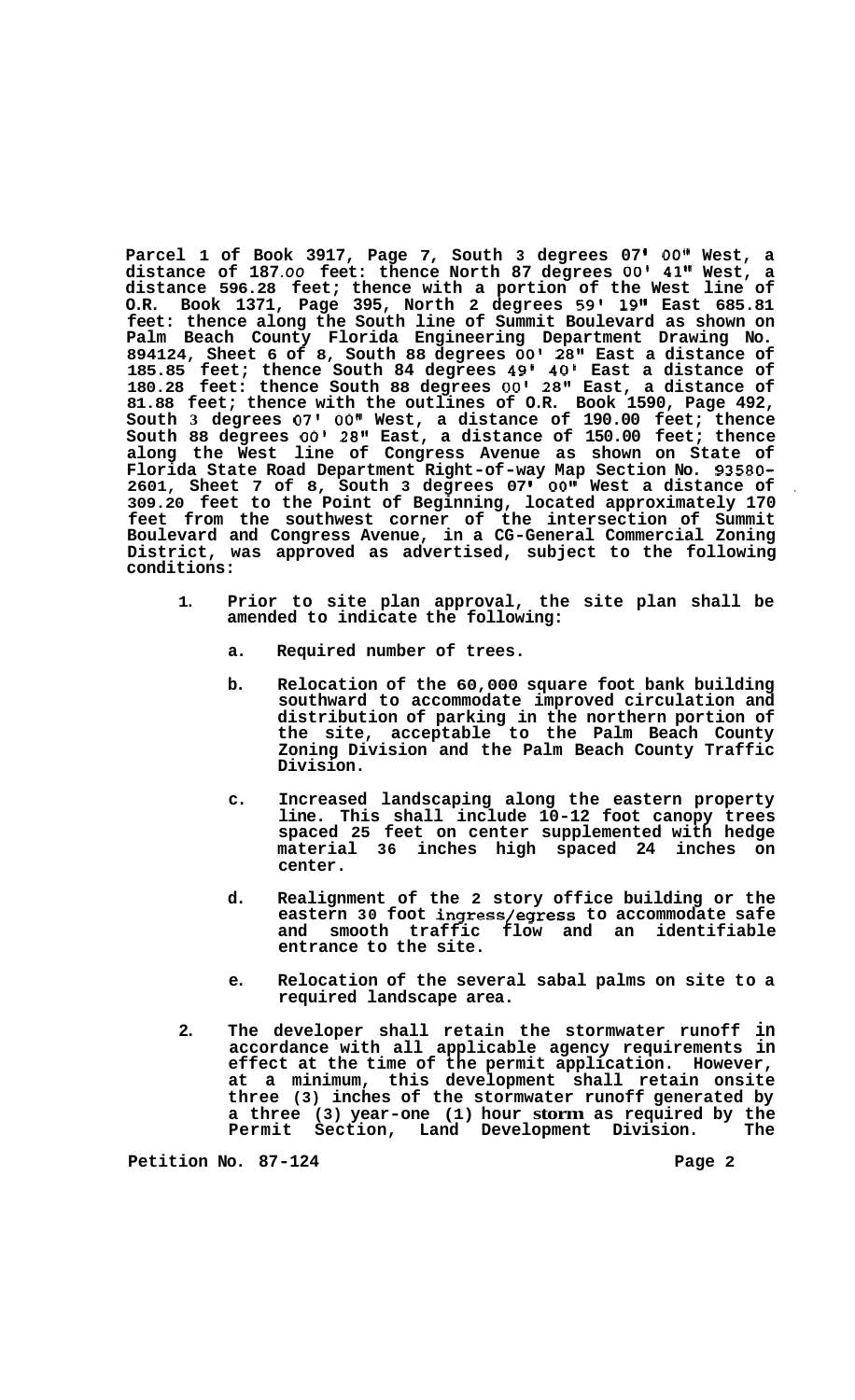**Parcel 1 of Book 3917, Page 7, South 3 degrees 07' 00" West, a distance of 187.00 feet: thence North 87 degrees 00' 41" West, a distance 596.28 feet; thence with a portion of the West line of O.R. Book 1371, Page 395, North 2 degrees 59' 19" East 685.81 feet: thence along the South line of Summit Boulevard as shown on Palm Beach County Florida Engineering Department Drawing No. 894124, Sheet 6 of 8, South 88 degrees 00' 28" East a distance of 185.85 feet; thence South 84 degrees 49' 40' East a distance of 180.28 feet: thence South 88 degrees 00' 28" East, a distance of 81.88 feet; thence with the outlines of O.R. Book 1590, Page 492, South 3 degrees 07' 00" West, a distance of 190.00 feet; thence South 88 degrees 00' 28" East, a distance of 150.00 feet; thence along the West line of Congress Avenue as shown on State of Florida State Road Department Right-of-way Map Section No. 93580-2601, Sheet 7 of 8, South 3 degrees 07' 00" West a distance of 309.20 feet to the Point of Beginning, located approximately 170 feet from the southwest corner of the intersection of Summit Boulevard and Congress Avenue, in a CG-General Commercial Zoning District, was approved as advertised, subject to the following conditions:**

1. **Prior to site plan approval, the site plan shall be amended to indicate the following:**

   a. **Required number of trees.**

   b. **Relocation of the 60,000 square foot bank building southward to accommodate improved circulation and distribution of parking in the northern portion of the site, acceptable to the Palm Beach County Zoning Division and the Palm Beach County Traffic Division.**

   c. **Increased landscaping along the eastern property line. This shall include 10-12 foot canopy trees spaced 25 feet on center supplemented with hedge material 36 inches high spaced 24 inches on center.**

   d. **Realignment of the 2 story office building or the eastern 30 foot ingress/egress to accommodate safe and smooth traffic flow and an identifiable entrance to the site.**

   e. **Relocation of the several sabal palms on site to a required landscape area.**

2. **The developer shall retain the stormwater runoff in accordance with all applicable agency requirements in effect at the time of the permit application. However, at a minimum, this development shall retain onsite three (3) inches of the stormwater runoff generated by a three (3) year-one (1) hour storm as required by the Permit Section, Land Development Division. The**

**Petition No. 87-124**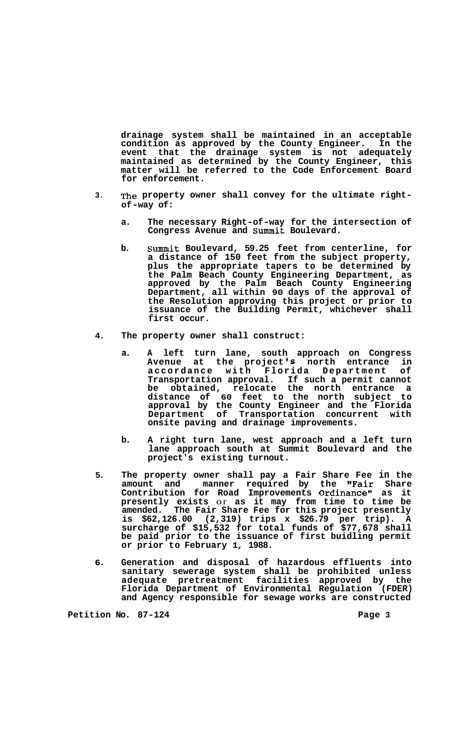**drainage system shall be maintained in an acceptable condition as approved by the County Engineer. In the event that the drainage system is not adequately maintained as determined by the County Engineer, this matter will be referred to the Code Enforcement Board for enforcement.**

3. **The property owner shall convey for the ultimate right-of-way of:**

   a. **The necessary Right-of-way for the intersection of Congress Avenue and Summit Boulevard.**

   b. **Summit Boulevard, 59.25 feet from centerline, for a distance of 150 feet from the subject property, plus the appropriate tapers to be determined by the Palm Beach County Engineering Department, as approved by the Palm Beach County Engineering Department, all within 90 days of the approval of the Resolution approving this project or prior to issuance of the Building Permit, whichever shall first occur.**

4. **The property owner shall construct:**

   a. **A left turn lane, south approach on Congress Avenue at the project's north entrance in accordance with Florida Department of Transportation approval. If such a permit cannot be obtained, relocate the north entrance a distance of 60 feet to the north subject to approval by the County Engineer and the Florida Department of Transportation concurrent with onsite paving and drainage improvements.**

   b. **A right turn lane, west approach and a left turn lane approach south at Summit Boulevard and the project's existing turnout.**

5. **The property owner shall pay a Fair Share Fee in the amount and manner required by the "Fair Share Contribution for Road Improvements Ordinance" as it presently exists or as it may from time to time be amended. The Fair Share Fee for this project presently is $62,126.00 (2,319) trips x $26.79 per trip). A surcharge of $15,532 for total funds of $77,678 shall be paid prior to the issuance of first buidling permit or prior to February 1, 1988.**

6. **Generation and disposal of hazardous effluents into sanitary sewerage system shall be prohibited unless adequate pretreatment facilities approved by the Florida Department of Environmental Regulation (FDER) and Agency responsible for sewage works are constructed**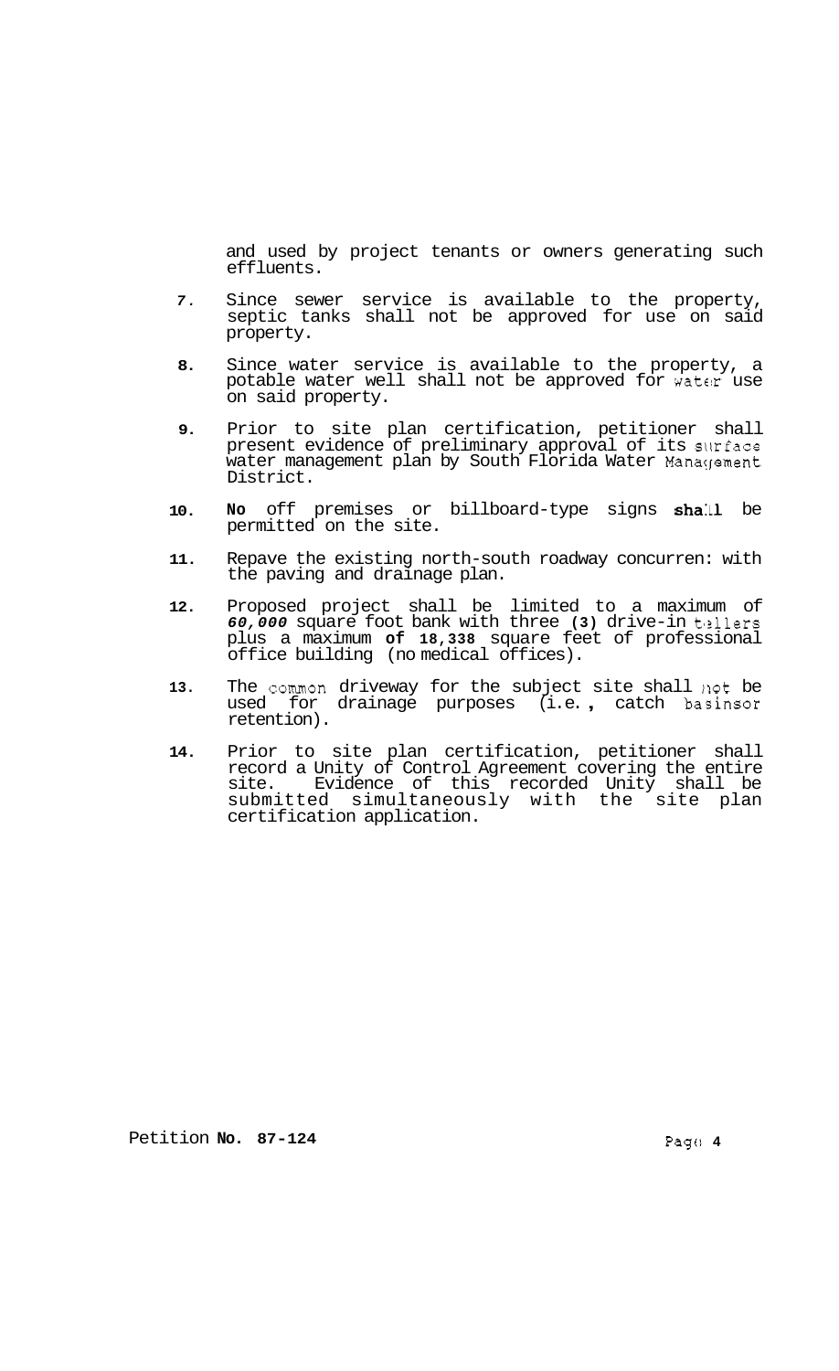and used by project tenants or owners generating such effluents.

7. Since sewer service is available to the property, septic tanks shall not be approved for use on said property.

8. Since water service is available to the property, a potable water well shall not be approved for water use on said property.

9. Prior to site plan certification, petitioner shall present evidence of preliminary approval of its surface water management plan by South Florida Water Management District.

10. **No** off premises or billboard-type signs **shall** be permitted on the site.

11. Repave the existing north-south roadway concurren: with the paving and drainage plan.

12. Proposed project shall be limited to a maximum of ***60,000*** square foot bank with three **(3)** drive-in tellers plus a maximum **of 18,338** square feet of professional office building (no medical offices).

13. The common driveway for the subject site shall not be used for drainage purposes (i.e., catch basinsor retention).

14. Prior to site plan certification, petitioner shall record a Unity of Control Agreement covering the entire site. Evidence of this recorded Unity shall be submitted simultaneously with the site plan certification application.

Petition **No. 87-124**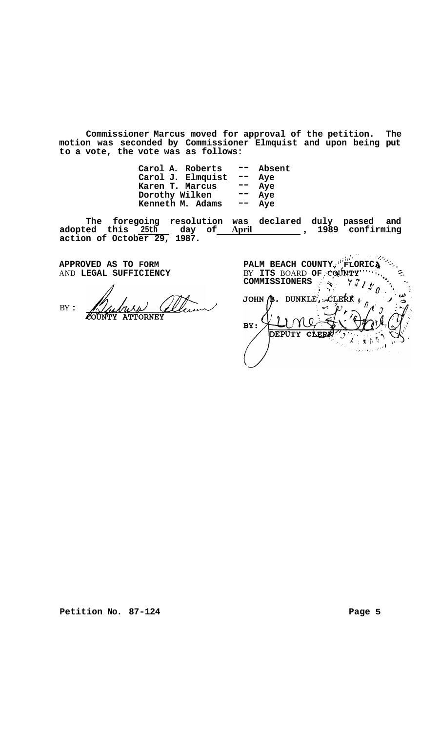**Commissioner Marcus moved for approval of the petition. The motion was seconded by Commissioner Elmquist and upon being put to a vote, the vote was as follows:**

| | | |
|---|---|---|
| **Carol A. Roberts** | **--** | **Absent** |
| **Carol J. Elmquist** | **--** | **Aye** |
| **Karen T. Marcus** | **--** | **Aye** |
| **Dorothy Wilken** | **--** | **Aye** |
| **Kenneth M. Adams** | **--** | **Aye** |

**The foregoing resolution was declared duly passed and adopted this 25th day of April, 1989 confirming action of October 29, 1987.**

**APPROVED AS TO FORM**
AND **LEGAL SUFFICIENCY**

BY: **COUNTY ATTORNEY**

**PALM BEACH COUNTY, FLORIDA**
BY **ITS** BOARD **OF COUNTY**
**COMMISSIONERS**

**JOHN B. DUNKLE, CLERK**

**BY: DEPUTY CLERK**

**Petition No. 87-124**